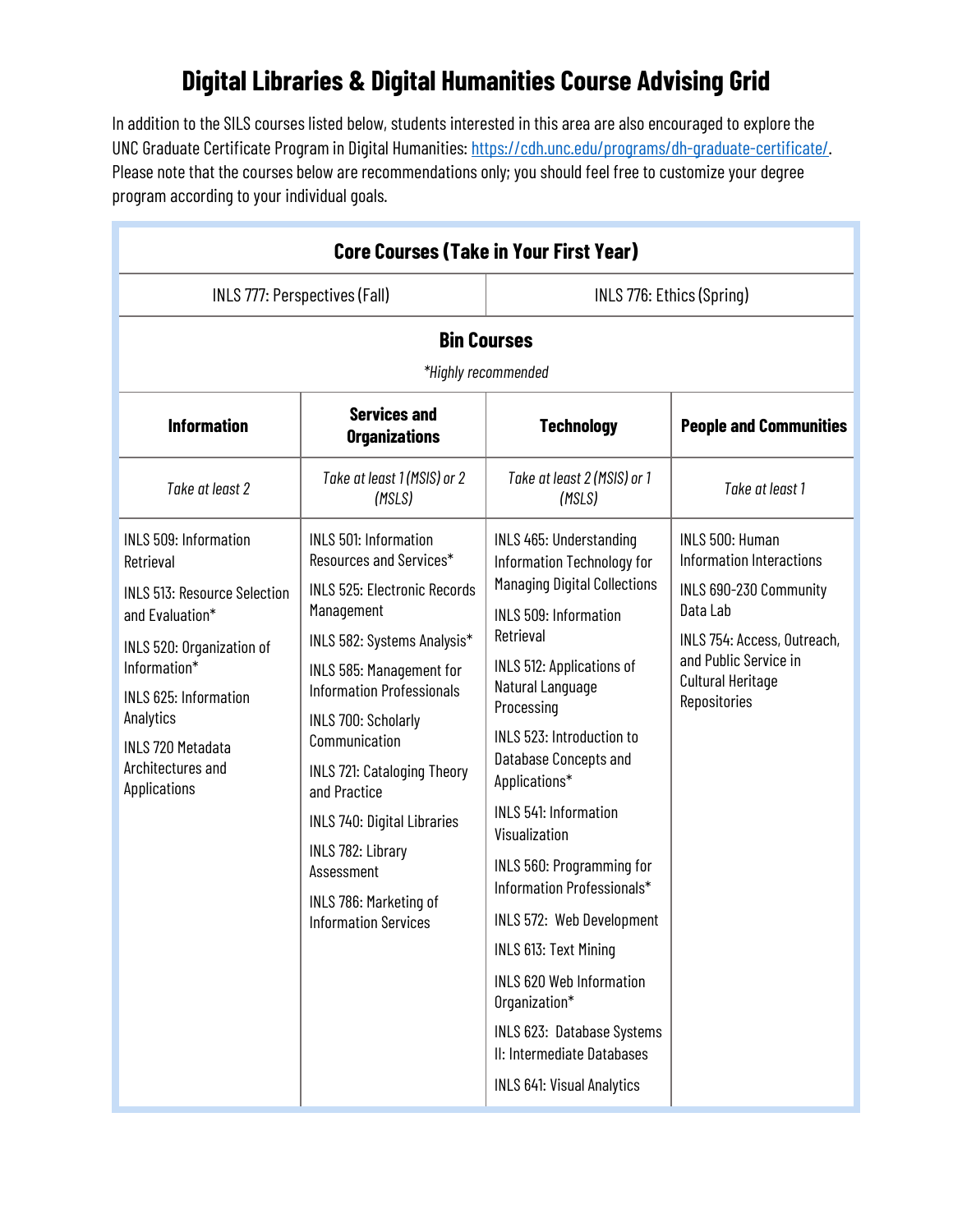# Digital Libraries & Digital Humanities Course Advising Grid

In addition to the SILS courses listed below, students interested in this area are also encouraged to explore the UNC Graduate Certificate Program in Digital Humanities: https://cdh.unc.edu/programs/dh-graduate-certificate/. Please note that the courses below are recommendations only; you should feel free to customize your degree program according to your individual goals.

## Core Courses (Take in Your First Year)

| INLS 777: Perspectives (Fall) | INLS 776: Ethics (Spring) |
| --- | --- |

## Bin Courses

*\*Highly recommended*

| **Information** | **Services and Organizations** | **Technology** | **People and Communities** |
| --- | --- | --- | --- |
| *Take at least 2* | *Take at least 1 (MSIS) or 2 (MSLS)* | *Take at least 2 (MSIS) or 1 (MSLS)* | *Take at least 1* |
| INLS 509: Information Retrieval | INLS 501: Information Resources and Services* | INLS 465: Understanding Information Technology for Managing Digital Collections | INLS 500: Human Information Interactions |
| INLS 513: Resource Selection and Evaluation* | INLS 525: Electronic Records Management | INLS 509: Information Retrieval | INLS 690-230 Community Data Lab |
| INLS 520: Organization of Information* | INLS 582: Systems Analysis* | INLS 512: Applications of Natural Language Processing | INLS 754: Access, Outreach, and Public Service in Cultural Heritage Repositories |
| INLS 625: Information Analytics | INLS 585: Management for Information Professionals | INLS 523: Introduction to Database Concepts and Applications* | |
| INLS 720 Metadata Architectures and Applications | INLS 700: Scholarly Communication | INLS 541: Information Visualization | |
| | INLS 721: Cataloging Theory and Practice | INLS 560: Programming for Information Professionals* | |
| | INLS 740: Digital Libraries | INLS 572: Web Development | |
| | INLS 782: Library Assessment | INLS 613: Text Mining | |
| | INLS 786: Marketing of Information Services | INLS 620 Web Information Organization* | |
| | | INLS 623: Database Systems II: Intermediate Databases | |
| | | INLS 641: Visual Analytics | |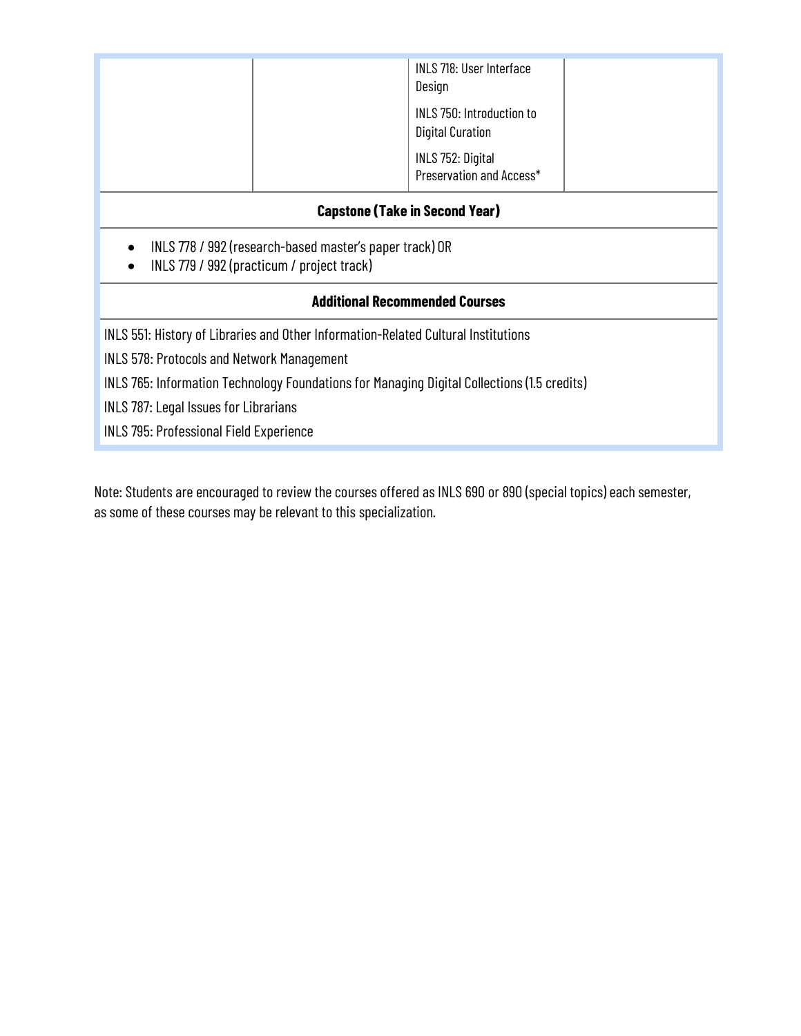| | | | |
|---|---|---|---|
| | | INLS 718: User Interface Design<br><br>INLS 750: Introduction to Digital Curation<br><br>INLS 752: Digital Preservation and Access* | |

**Capstone (Take in Second Year)**

- INLS 778 / 992 (research-based master's paper track) OR
- INLS 779 / 992 (practicum / project track)

**Additional Recommended Courses**

INLS 551: History of Libraries and Other Information-Related Cultural Institutions

INLS 578: Protocols and Network Management

INLS 765: Information Technology Foundations for Managing Digital Collections (1.5 credits)

INLS 787: Legal Issues for Librarians

INLS 795: Professional Field Experience

Note: Students are encouraged to review the courses offered as INLS 690 or 890 (special topics) each semester, as some of these courses may be relevant to this specialization.